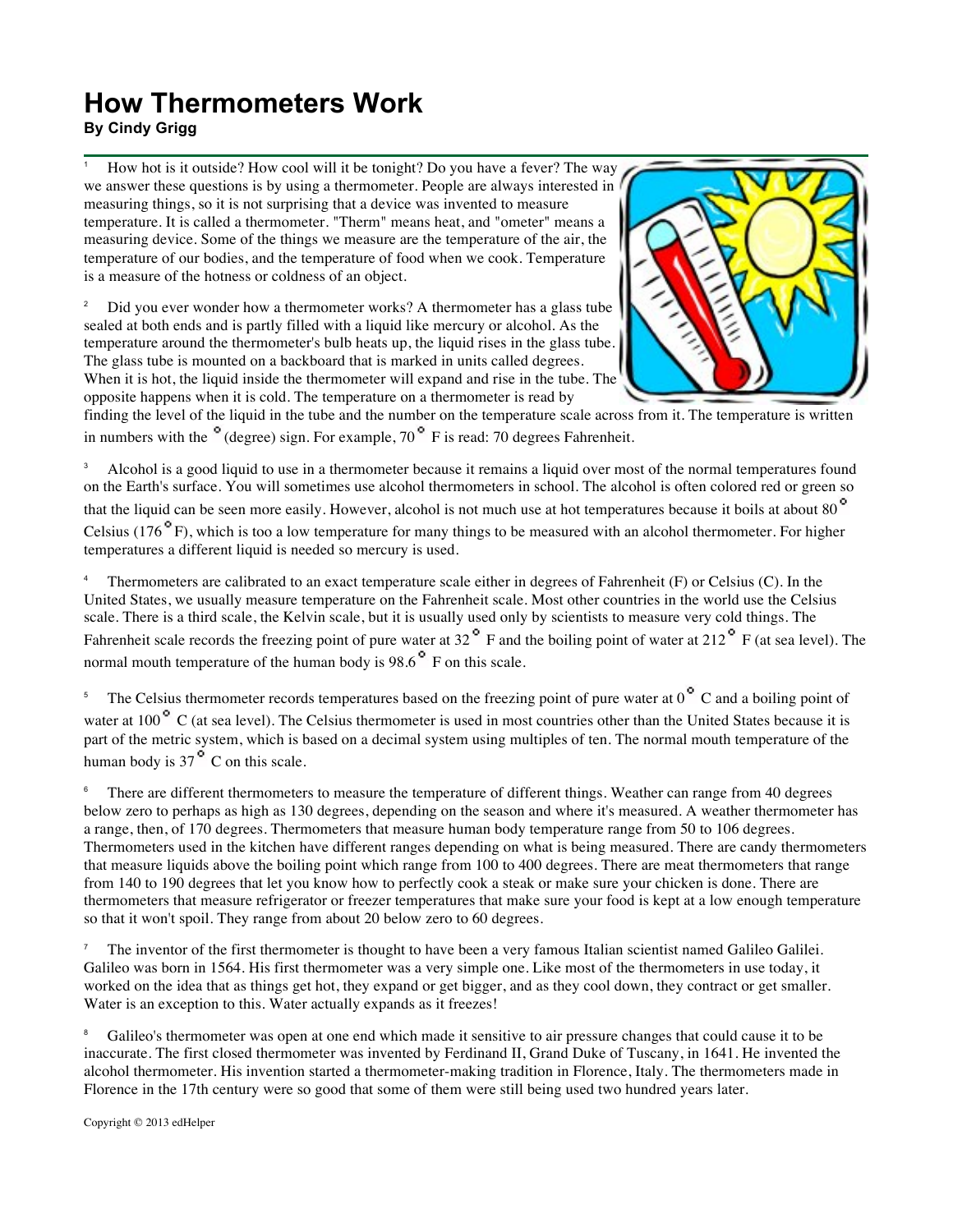# How Thermometers Work

**By Cindy Grigg**

1 How hot is it outside? How cool will it be tonight? Do you have a fever? The way we answer these questions is by using a thermometer. People are always interested in measuring things, so it is not surprising that a device was invented to measure temperature. It is called a thermometer. "Therm" means heat, and "ometer" means a measuring device. Some of the things we measure are the temperature of the air, the temperature of our bodies, and the temperature of food when we cook. Temperature is a measure of the hotness or coldness of an object.

2 Did you ever wonder how a thermometer works? A thermometer has a glass tube sealed at both ends and is partly filled with a liquid like mercury or alcohol. As the temperature around the thermometer's bulb heats up, the liquid rises in the glass tube. The glass tube is mounted on a backboard that is marked in units called degrees. When it is hot, the liquid inside the thermometer will expand and rise in the tube. The opposite happens when it is cold. The temperature on a thermometer is read by finding the level of the liquid in the tube and the number on the temperature scale across from it. The temperature is written in numbers with the ° (degree) sign. For example, 70° F is read: 70 degrees Fahrenheit.

3 Alcohol is a good liquid to use in a thermometer because it remains a liquid over most of the normal temperatures found on the Earth's surface. You will sometimes use alcohol thermometers in school. The alcohol is often colored red or green so that the liquid can be seen more easily. However, alcohol is not much use at hot temperatures because it boils at about 80° Celsius (176° F), which is too a low temperature for many things to be measured with an alcohol thermometer. For higher temperatures a different liquid is needed so mercury is used.

4 Thermometers are calibrated to an exact temperature scale either in degrees of Fahrenheit (F) or Celsius (C). In the United States, we usually measure temperature on the Fahrenheit scale. Most other countries in the world use the Celsius scale. There is a third scale, the Kelvin scale, but it is usually used only by scientists to measure very cold things. The Fahrenheit scale records the freezing point of pure water at 32° F and the boiling point of water at 212° F (at sea level). The normal mouth temperature of the human body is 98.6° F on this scale.

5 The Celsius thermometer records temperatures based on the freezing point of pure water at 0° C and a boiling point of water at 100° C (at sea level). The Celsius thermometer is used in most countries other than the United States because it is part of the metric system, which is based on a decimal system using multiples of ten. The normal mouth temperature of the human body is 37° C on this scale.

6 There are different thermometers to measure the temperature of different things. Weather can range from 40 degrees below zero to perhaps as high as 130 degrees, depending on the season and where it's measured. A weather thermometer has a range, then, of 170 degrees. Thermometers that measure human body temperature range from 50 to 106 degrees. Thermometers used in the kitchen have different ranges depending on what is being measured. There are candy thermometers that measure liquids above the boiling point which range from 100 to 400 degrees. There are meat thermometers that range from 140 to 190 degrees that let you know how to perfectly cook a steak or make sure your chicken is done. There are thermometers that measure refrigerator or freezer temperatures that make sure your food is kept at a low enough temperature so that it won't spoil. They range from about 20 below zero to 60 degrees.

7 The inventor of the first thermometer is thought to have been a very famous Italian scientist named Galileo Galilei. Galileo was born in 1564. His first thermometer was a very simple one. Like most of the thermometers in use today, it worked on the idea that as things get hot, they expand or get bigger, and as they cool down, they contract or get smaller. Water is an exception to this. Water actually expands as it freezes!

8 Galileo's thermometer was open at one end which made it sensitive to air pressure changes that could cause it to be inaccurate. The first closed thermometer was invented by Ferdinand II, Grand Duke of Tuscany, in 1641. He invented the alcohol thermometer. His invention started a thermometer-making tradition in Florence, Italy. The thermometers made in Florence in the 17th century were so good that some of them were still being used two hundred years later.

Copyright © 2013 edHelper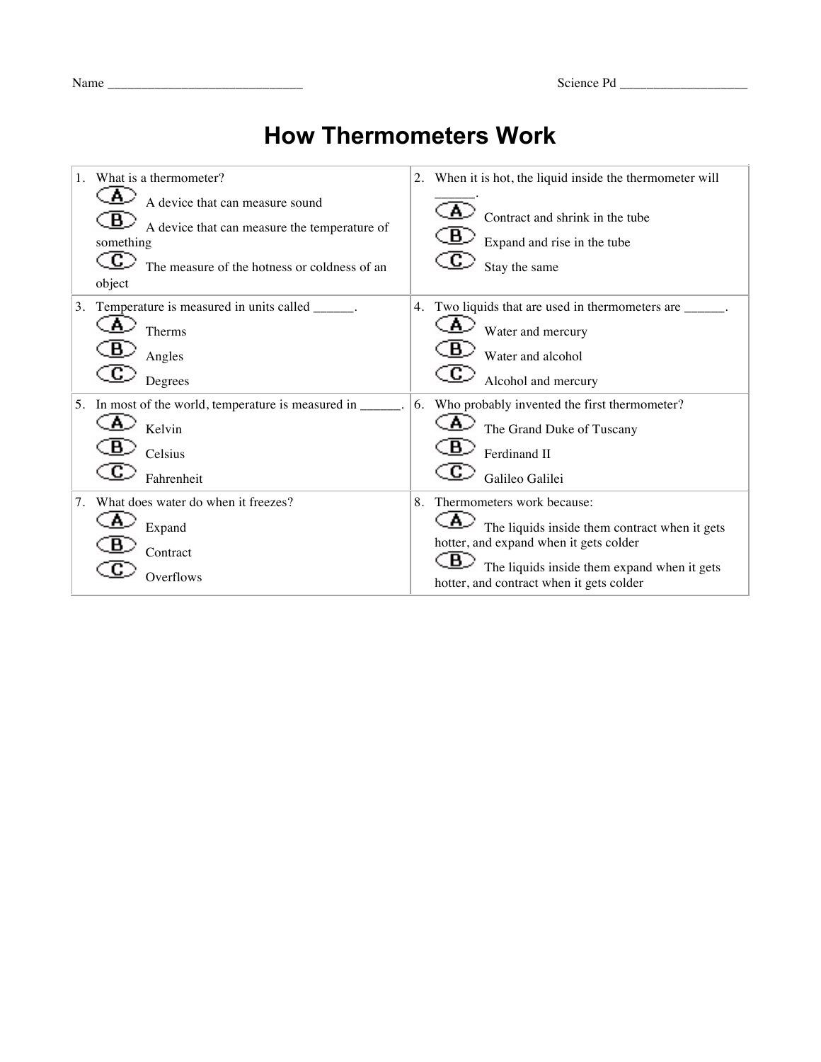Name ______________________________ Science Pd ___________________

# How Thermometers Work

1. What is a thermometer?
   - (A) A device that can measure sound
   - (B) A device that can measure the temperature of something
   - (C) The measure of the hotness or coldness of an object

2. When it is hot, the liquid inside the thermometer will ______.
   - (A) Contract and shrink in the tube
   - (B) Expand and rise in the tube
   - (C) Stay the same

3. Temperature is measured in units called ______.
   - (A) Therms
   - (B) Angles
   - (C) Degrees

4. Two liquids that are used in thermometers are ______.
   - (A) Water and mercury
   - (B) Water and alcohol
   - (C) Alcohol and mercury

5. In most of the world, temperature is measured in ______.
   - (A) Kelvin
   - (B) Celsius
   - (C) Fahrenheit

6. Who probably invented the first thermometer?
   - (A) The Grand Duke of Tuscany
   - (B) Ferdinand II
   - (C) Galileo Galilei

7. What does water do when it freezes?
   - (A) Expand
   - (B) Contract
   - (C) Overflows

8. Thermometers work because:
   - (A) The liquids inside them contract when it gets hotter, and expand when it gets colder
   - (B) The liquids inside them expand when it gets hotter, and contract when it gets colder